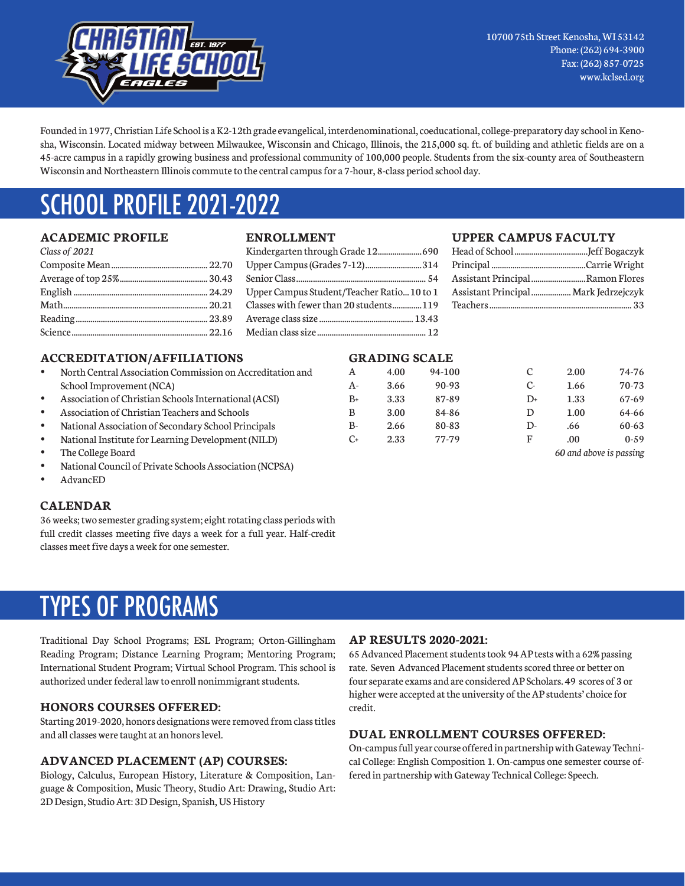10700 75th Street Kenosha, WI 53142
Phone: (262) 694-3900
Fax: (262) 857-0725
www.kclsed.org

Founded in 1977, Christian Life School is a K2-12th grade evangelical, interdenominational, coeducational, college-preparatory day school in Kenosha, Wisconsin. Located midway between Milwaukee, Wisconsin and Chicago, Illinois, the 215,000 sq. ft. of building and athletic fields are on a 45-acre campus in a rapidly growing business and professional community of 100,000 people. Students from the six-county area of Southeastern Wisconsin and Northeastern Illinois commute to the central campus for a 7-hour, 8-class period school day.

# SCHOOL PROFILE 2021-2022

## ACADEMIC PROFILE

*Class of 2021*

| | |
|---|---|
| Composite Mean | 22.70 |
| Average of top 25% | 30.43 |
| English | 24.29 |
| Math | 20.21 |
| Reading | 23.89 |
| Science | 22.16 |

## ENROLLMENT

| | |
|---|---|
| Kindergarten through Grade 12 | 690 |
| Upper Campus (Grades 7-12) | 314 |
| Senior Class | 54 |
| Upper Campus Student/Teacher Ratio | 10 to 1 |
| Classes with fewer than 20 students | 119 |
| Average class size | 13.43 |
| Median class size | 12 |

## UPPER CAMPUS FACULTY

| | |
|---|---|
| Head of School | Jeff Bogaczyk |
| Principal | Carrie Wright |
| Assistant Principal | Ramon Flores |
| Assistant Principal | Mark Jedrzejczyk |
| Teachers | 33 |

## ACCREDITATION/AFFILIATIONS

- North Central Association Commission on Accreditation and School Improvement (NCA)
- Association of Christian Schools International (ACSI)
- Association of Christian Teachers and Schools
- National Association of Secondary School Principals
- National Institute for Learning Development (NILD)
- The College Board
- National Council of Private Schools Association (NCPSA)
- AdvancED

## GRADING SCALE

| Grade | Points | Range |
|---|---|---|
| A | 4.00 | 94-100 |
| A- | 3.66 | 90-93 |
| B+ | 3.33 | 87-89 |
| B | 3.00 | 84-86 |
| B- | 2.66 | 80-83 |
| C+ | 2.33 | 77-79 |
| C | 2.00 | 74-76 |
| C- | 1.66 | 70-73 |
| D+ | 1.33 | 67-69 |
| D | 1.00 | 64-66 |
| D- | .66 | 60-63 |
| F | .00 | 0-59 |

*60 and above is passing*

## CALENDAR

36 weeks; two semester grading system; eight rotating class periods with full credit classes meeting five days a week for a full year. Half-credit classes meet five days a week for one semester.

# TYPES OF PROGRAMS

Traditional Day School Programs; ESL Program; Orton-Gillingham Reading Program; Distance Learning Program; Mentoring Program; International Student Program; Virtual School Program. This school is authorized under federal law to enroll nonimmigrant students.

## HONORS COURSES OFFERED:

Starting 2019-2020, honors designations were removed from class titles and all classes were taught at an honors level.

## ADVANCED PLACEMENT (AP) COURSES:

Biology, Calculus, European History, Literature & Composition, Language & Composition, Music Theory, Studio Art: Drawing, Studio Art: 2D Design, Studio Art: 3D Design, Spanish, US History

## AP RESULTS 2020-2021:

65 Advanced Placement students took 94 AP tests with a 62% passing rate. Seven Advanced Placement students scored three or better on four separate exams and are considered AP Scholars. 49 scores of 3 or higher were accepted at the university of the AP students' choice for credit.

## DUAL ENROLLMENT COURSES OFFERED:

On-campus full year course offered in partnership with Gateway Technical College: English Composition 1. On-campus one semester course offered in partnership with Gateway Technical College: Speech.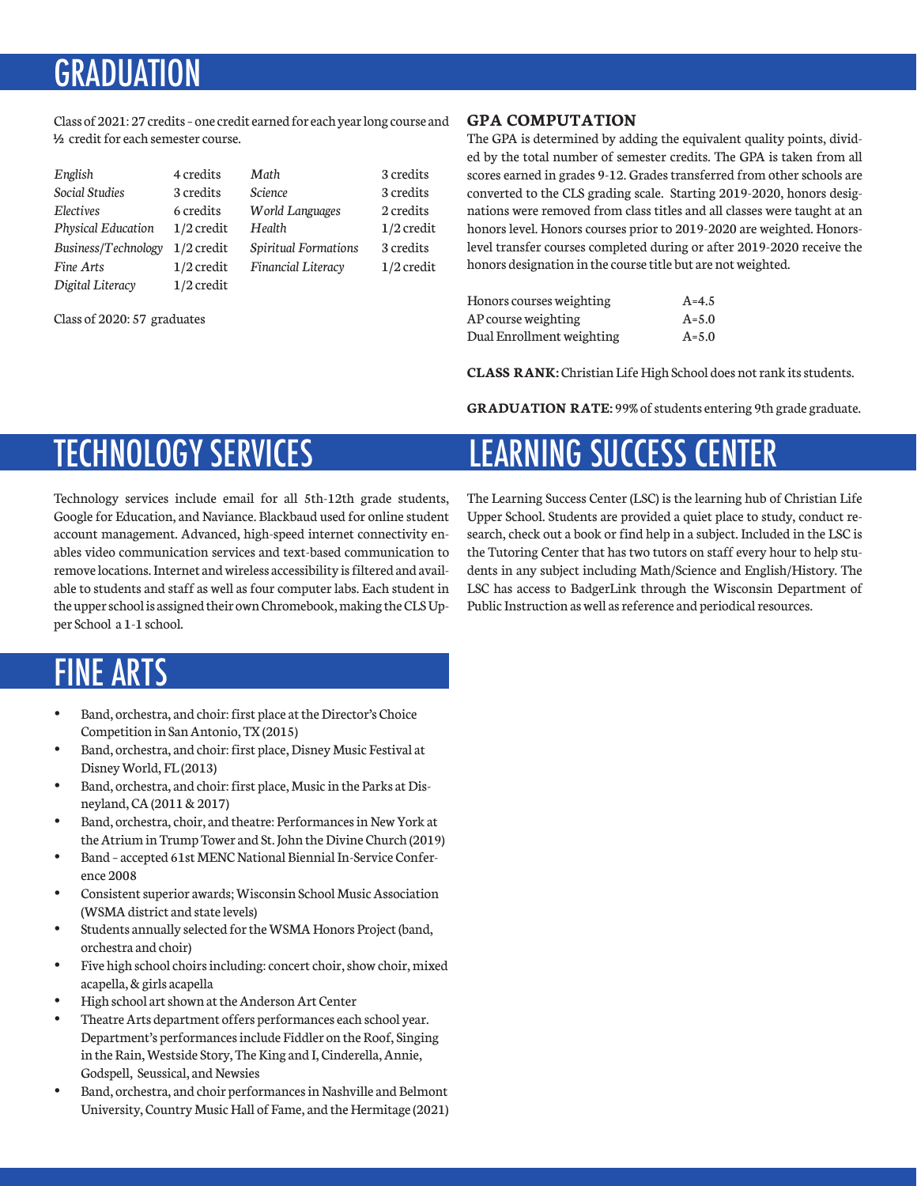# GRADUATION

Class of 2021: 27 credits – one credit earned for each year long course and ½ credit for each semester course.

| | | | |
|---|---|---|---|
| *English* | 4 credits | *Math* | 3 credits |
| *Social Studies* | 3 credits | *Science* | 3 credits |
| *Electives* | 6 credits | *World Languages* | 2 credits |
| *Physical Education* | 1/2 credit | *Health* | 1/2 credit |
| *Business/Technology* | 1/2 credit | *Spiritual Formations* | 3 credits |
| *Fine Arts* | 1/2 credit | *Financial Literacy* | 1/2 credit |
| *Digital Literacy* | 1/2 credit | | |

Class of 2020: 57 graduates

### GPA COMPUTATION

The GPA is determined by adding the equivalent quality points, divided by the total number of semester credits. The GPA is taken from all scores earned in grades 9-12. Grades transferred from other schools are converted to the CLS grading scale. Starting 2019-2020, honors designations were removed from class titles and all classes were taught at an honors level. Honors courses prior to 2019-2020 are weighted. Honors-level transfer courses completed during or after 2019-2020 receive the honors designation in the course title but are not weighted.

| | |
|---|---|
| Honors courses weighting | A=4.5 |
| AP course weighting | A=5.0 |
| Dual Enrollment weighting | A=5.0 |

**CLASS RANK:** Christian Life High School does not rank its students.

**GRADUATION RATE:** 99% of students entering 9th grade graduate.

# TECHNOLOGY SERVICES

Technology services include email for all 5th-12th grade students, Google for Education, and Naviance. Blackbaud used for online student account management. Advanced, high-speed internet connectivity enables video communication services and text-based communication to remove locations. Internet and wireless accessibility is filtered and available to students and staff as well as four computer labs. Each student in the upper school is assigned their own Chromebook, making the CLS Upper School a 1-1 school.

# FINE ARTS

- Band, orchestra, and choir: first place at the Director's Choice Competition in San Antonio, TX (2015)
- Band, orchestra, and choir: first place, Disney Music Festival at Disney World, FL (2013)
- Band, orchestra, and choir: first place, Music in the Parks at Disneyland, CA (2011 & 2017)
- Band, orchestra, choir, and theatre: Performances in New York at the Atrium in Trump Tower and St. John the Divine Church (2019)
- Band – accepted 61st MENC National Biennial In-Service Conference 2008
- Consistent superior awards; Wisconsin School Music Association (WSMA district and state levels)
- Students annually selected for the WSMA Honors Project (band, orchestra and choir)
- Five high school choirs including: concert choir, show choir, mixed acapella, & girls acapella
- High school art shown at the Anderson Art Center
- Theatre Arts department offers performances each school year. Department's performances include Fiddler on the Roof, Singing in the Rain, Westside Story, The King and I, Cinderella, Annie, Godspell, Seussical, and Newsies
- Band, orchestra, and choir performances in Nashville and Belmont University, Country Music Hall of Fame, and the Hermitage (2021)

# LEARNING SUCCESS CENTER

The Learning Success Center (LSC) is the learning hub of Christian Life Upper School. Students are provided a quiet place to study, conduct research, check out a book or find help in a subject. Included in the LSC is the Tutoring Center that has two tutors on staff every hour to help students in any subject including Math/Science and English/History. The LSC has access to BadgerLink through the Wisconsin Department of Public Instruction as well as reference and periodical resources.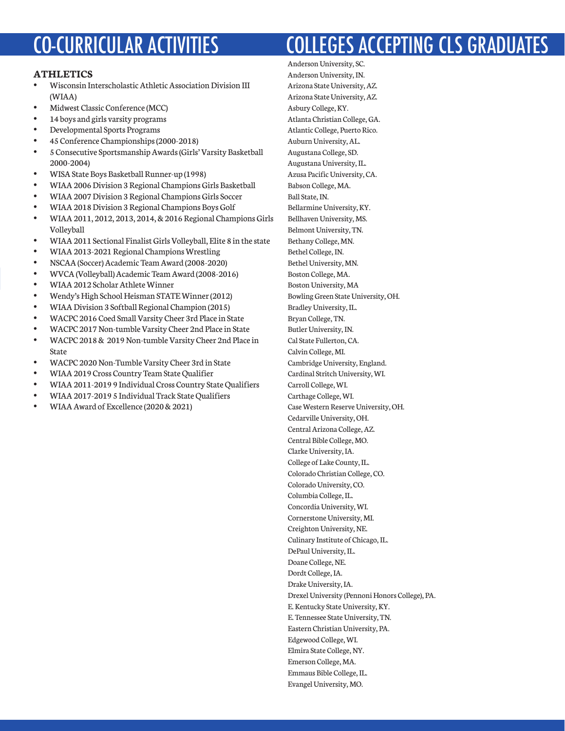# CO-CURRICULAR ACTIVITIES

### ATHLETICS

- Wisconsin Interscholastic Athletic Association Division III (WIAA)
- Midwest Classic Conference (MCC)
- 14 boys and girls varsity programs
- Developmental Sports Programs
- 45 Conference Championships (2000-2018)
- 5 Consecutive Sportsmanship Awards (Girls' Varsity Basketball 2000-2004)
- WISA State Boys Basketball Runner-up (1998)
- WIAA 2006 Division 3 Regional Champions Girls Basketball
- WIAA 2007 Division 3 Regional Champions Girls Soccer
- WIAA 2018 Division 3 Regional Champions Boys Golf
- WIAA 2011, 2012, 2013, 2014, & 2016 Regional Champions Girls Volleyball
- WIAA 2011 Sectional Finalist Girls Volleyball, Elite 8 in the state
- WIAA 2013-2021 Regional Champions Wrestling
- NSCAA (Soccer) Academic Team Award (2008-2020)
- WVCA (Volleyball) Academic Team Award (2008-2016)
- WIAA 2012 Scholar Athlete Winner
- Wendy's High School Heisman STATE Winner (2012)
- WIAA Division 3 Softball Regional Champion (2015)
- WACPC 2016 Coed Small Varsity Cheer 3rd Place in State
- WACPC 2017 Non-tumble Varsity Cheer 2nd Place in State
- WACPC 2018 & 2019 Non-tumble Varsity Cheer 2nd Place in State
- WACPC 2020 Non-Tumble Varsity Cheer 3rd in State
- WIAA 2019 Cross Country Team State Qualifier
- WIAA 2011-2019 9 Individual Cross Country State Qualifiers
- WIAA 2017-2019 5 Individual Track State Qualifiers
- WIAA Award of Excellence (2020 & 2021)

# COLLEGES ACCEPTING CLS GRADUATES

Anderson University, SC.
Anderson University, IN.
Arizona State University, AZ.
Arizona State University, AZ.
Asbury College, KY.
Atlanta Christian College, GA.
Atlantic College, Puerto Rico.
Auburn University, AL.
Augustana College, SD.
Augustana University, IL.
Azusa Pacific University, CA.
Babson College, MA.
Ball State, IN.
Bellarmine University, KY.
Bellhaven University, MS.
Belmont University, TN.
Bethany College, MN.
Bethel College, IN.
Bethel University, MN.
Boston College, MA.
Boston University, MA
Bowling Green State University, OH.
Bradley University, IL.
Bryan College, TN.
Butler University, IN.
Cal State Fullerton, CA.
Calvin College, MI.
Cambridge University, England.
Cardinal Stritch University, WI.
Carroll College, WI.
Carthage College, WI.
Case Western Reserve University, OH.
Cedarville University, OH.
Central Arizona College, AZ.
Central Bible College, MO.
Clarke University, IA.
College of Lake County, IL.
Colorado Christian College, CO.
Colorado University, CO.
Columbia College, IL.
Concordia University, WI.
Cornerstone University, MI.
Creighton University, NE.
Culinary Institute of Chicago, IL.
DePaul University, IL.
Doane College, NE.
Dordt College, IA.
Drake University, IA.
Drexel University (Pennoni Honors College), PA.
E. Kentucky State University, KY.
E. Tennessee State University, TN.
Eastern Christian University, PA.
Edgewood College, WI.
Elmira State College, NY.
Emerson College, MA.
Emmaus Bible College, IL.
Evangel University, MO.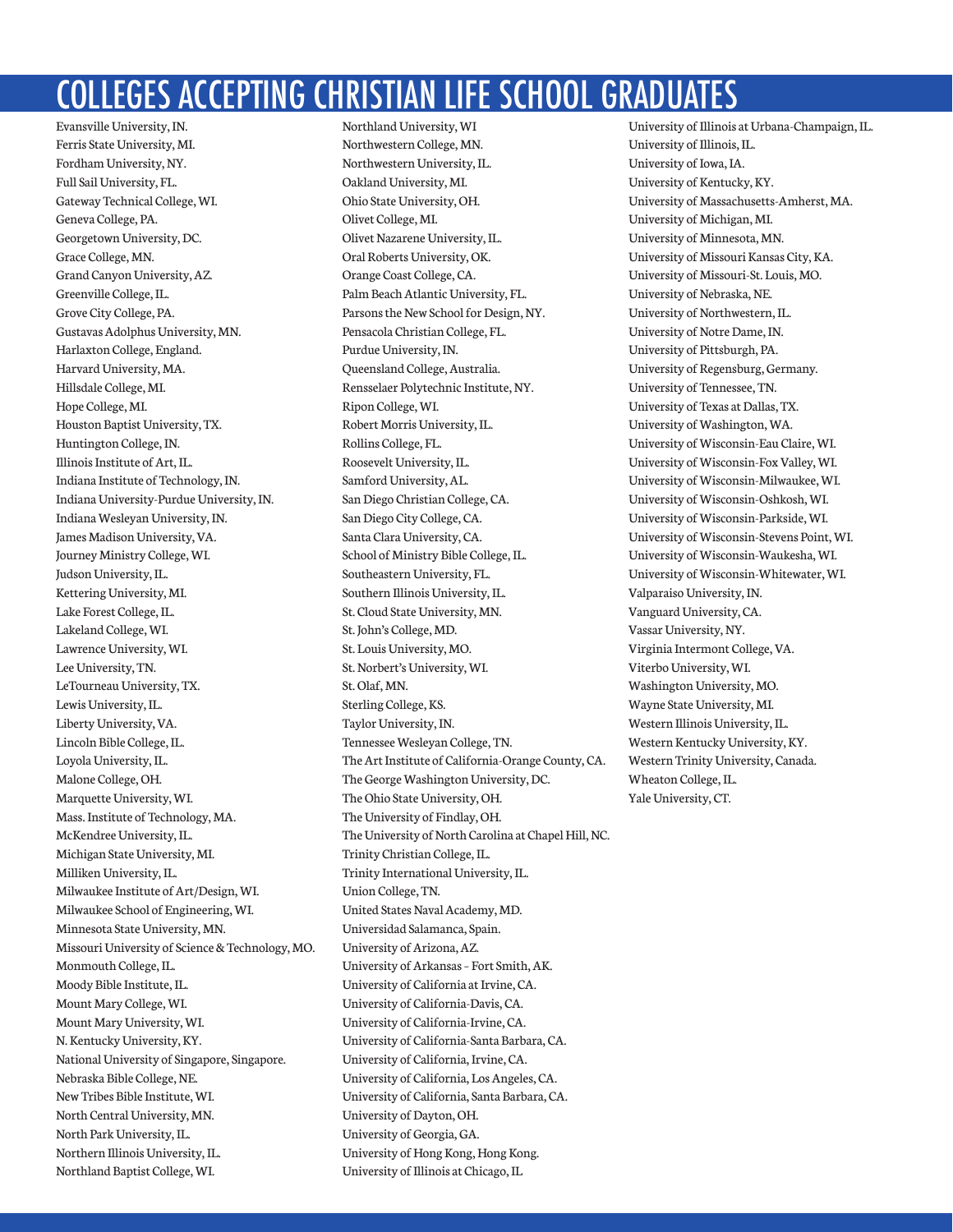# COLLEGES ACCEPTING CHRISTIAN LIFE SCHOOL GRADUATES

Evansville University, IN.
Ferris State University, MI.
Fordham University, NY.
Full Sail University, FL.
Gateway Technical College, WI.
Geneva College, PA.
Georgetown University, DC.
Grace College, MN.
Grand Canyon University, AZ.
Greenville College, IL.
Grove City College, PA.
Gustavas Adolphus University, MN.
Harlaxton College, England.
Harvard University, MA.
Hillsdale College, MI.
Hope College, MI.
Houston Baptist University, TX.
Huntington College, IN.
Illinois Institute of Art, IL.
Indiana Institute of Technology, IN.
Indiana University-Purdue University, IN.
Indiana Wesleyan University, IN.
James Madison University, VA.
Journey Ministry College, WI.
Judson University, IL.
Kettering University, MI.
Lake Forest College, IL.
Lakeland College, WI.
Lawrence University, WI.
Lee University, TN.
LeTourneau University, TX.
Lewis University, IL.
Liberty University, VA.
Lincoln Bible College, IL.
Loyola University, IL.
Malone College, OH.
Marquette University, WI.
Mass. Institute of Technology, MA.
McKendree University, IL.
Michigan State University, MI.
Milliken University, IL.
Milwaukee Institute of Art/Design, WI.
Milwaukee School of Engineering, WI.
Minnesota State University, MN.
Missouri University of Science & Technology, MO.
Monmouth College, IL.
Moody Bible Institute, IL.
Mount Mary College, WI.
Mount Mary University, WI.
N. Kentucky University, KY.
National University of Singapore, Singapore.
Nebraska Bible College, NE.
New Tribes Bible Institute, WI.
North Central University, MN.
North Park University, IL.
Northern Illinois University, IL.
Northland Baptist College, WI.
Northland University, WI
Northwestern College, MN.
Northwestern University, IL.
Oakland University, MI.
Ohio State University, OH.
Olivet College, MI.
Olivet Nazarene University, IL.
Oral Roberts University, OK.
Orange Coast College, CA.
Palm Beach Atlantic University, FL.
Parsons the New School for Design, NY.
Pensacola Christian College, FL.
Purdue University, IN.
Queensland College, Australia.
Rensselaer Polytechnic Institute, NY.
Ripon College, WI.
Robert Morris University, IL.
Rollins College, FL.
Roosevelt University, IL.
Samford University, AL.
San Diego Christian College, CA.
San Diego City College, CA.
Santa Clara University, CA.
School of Ministry Bible College, IL.
Southeastern University, FL.
Southern Illinois University, IL.
St. Cloud State University, MN.
St. John's College, MD.
St. Louis University, MO.
St. Norbert's University, WI.
St. Olaf, MN.
Sterling College, KS.
Taylor University, IN.
Tennessee Wesleyan College, TN.
The Art Institute of California-Orange County, CA.
The George Washington University, DC.
The Ohio State University, OH.
The University of Findlay, OH.
The University of North Carolina at Chapel Hill, NC.
Trinity Christian College, IL.
Trinity International University, IL.
Union College, TN.
United States Naval Academy, MD.
Universidad Salamanca, Spain.
University of Arizona, AZ.
University of Arkansas - Fort Smith, AK.
University of California at Irvine, CA.
University of California-Davis, CA.
University of California-Irvine, CA.
University of California-Santa Barbara, CA.
University of California, Irvine, CA.
University of California, Los Angeles, CA.
University of California, Santa Barbara, CA.
University of Dayton, OH.
University of Georgia, GA.
University of Hong Kong, Hong Kong.
University of Illinois at Chicago, IL
University of Illinois at Urbana-Champaign, IL.
University of Illinois, IL.
University of Iowa, IA.
University of Kentucky, KY.
University of Massachusetts-Amherst, MA.
University of Michigan, MI.
University of Minnesota, MN.
University of Missouri Kansas City, KA.
University of Missouri-St. Louis, MO.
University of Nebraska, NE.
University of Northwestern, IL.
University of Notre Dame, IN.
University of Pittsburgh, PA.
University of Regensburg, Germany.
University of Tennessee, TN.
University of Texas at Dallas, TX.
University of Washington, WA.
University of Wisconsin-Eau Claire, WI.
University of Wisconsin-Fox Valley, WI.
University of Wisconsin-Milwaukee, WI.
University of Wisconsin-Oshkosh, WI.
University of Wisconsin-Parkside, WI.
University of Wisconsin-Stevens Point, WI.
University of Wisconsin-Waukesha, WI.
University of Wisconsin-Whitewater, WI.
Valparaiso University, IN.
Vanguard University, CA.
Vassar University, NY.
Virginia Intermont College, VA.
Viterbo University, WI.
Washington University, MO.
Wayne State University, MI.
Western Illinois University, IL.
Western Kentucky University, KY.
Western Trinity University, Canada.
Wheaton College, IL.
Yale University, CT.